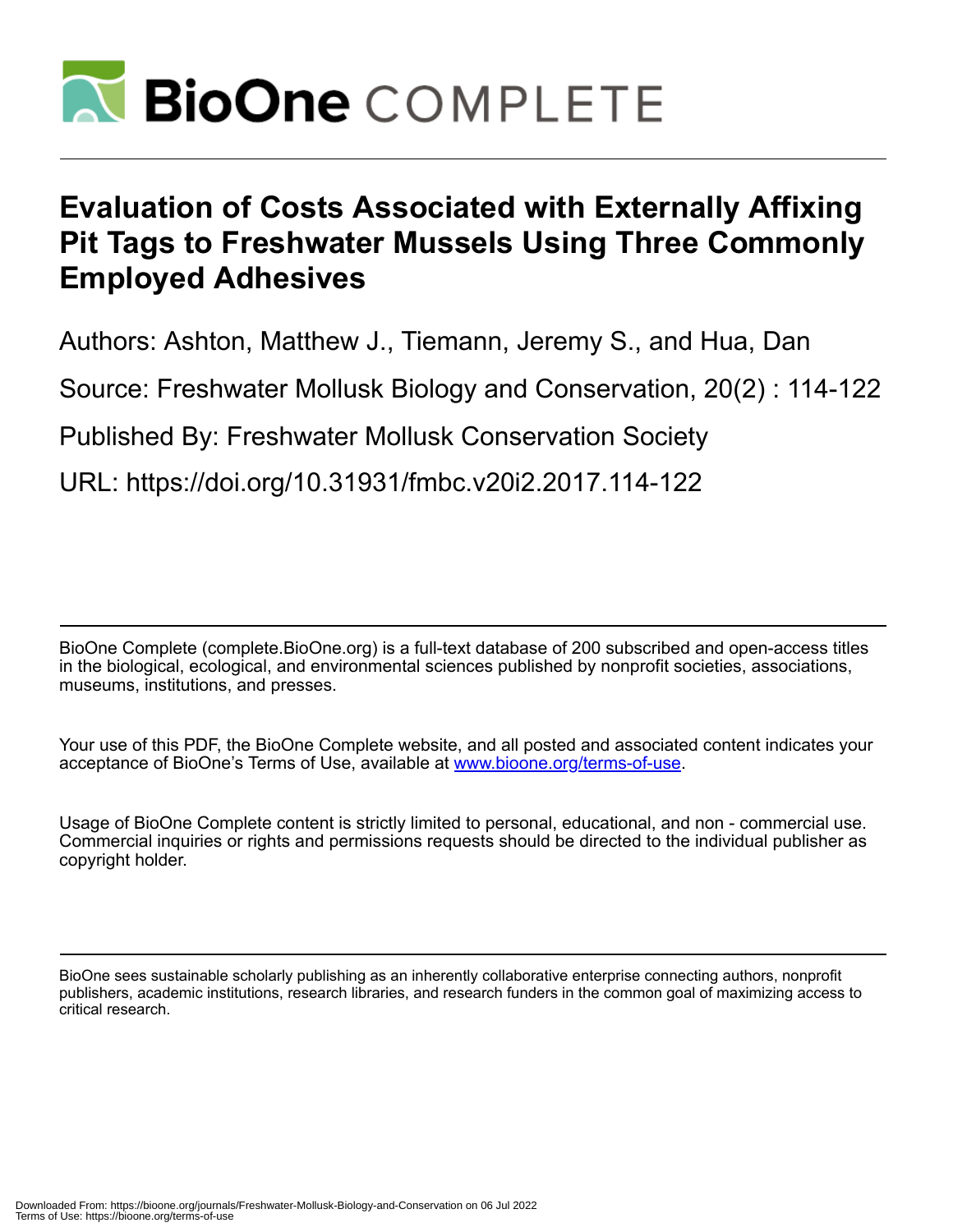# Evaluation of Costs Associated with Externally Affixing Pit Tags to Freshwater Mussels Using Three Commonly Employed Adhesives

Authors: Ashton, Matthew J., Tiemann, Jeremy S., and Hua, Dan

Source: Freshwater Mollusk Biology and Conservation, 20(2) : 114-122

Published By: Freshwater Mollusk Conservation Society

URL: https://doi.org/10.31931/fmbc.v20i2.2017.114-122

BioOne Complete (complete.BioOne.org) is a full-text database of 200 subscribed and open-access titles in the biological, ecological, and environmental sciences published by nonprofit societies, associations, museums, institutions, and presses.

Your use of this PDF, the BioOne Complete website, and all posted and associated content indicates your acceptance of BioOne's Terms of Use, available at www.bioone.org/terms-of-use.

Usage of BioOne Complete content is strictly limited to personal, educational, and non - commercial use. Commercial inquiries or rights and permissions requests should be directed to the individual publisher as copyright holder.

BioOne sees sustainable scholarly publishing as an inherently collaborative enterprise connecting authors, nonprofit publishers, academic institutions, research libraries, and research funders in the common goal of maximizing access to critical research.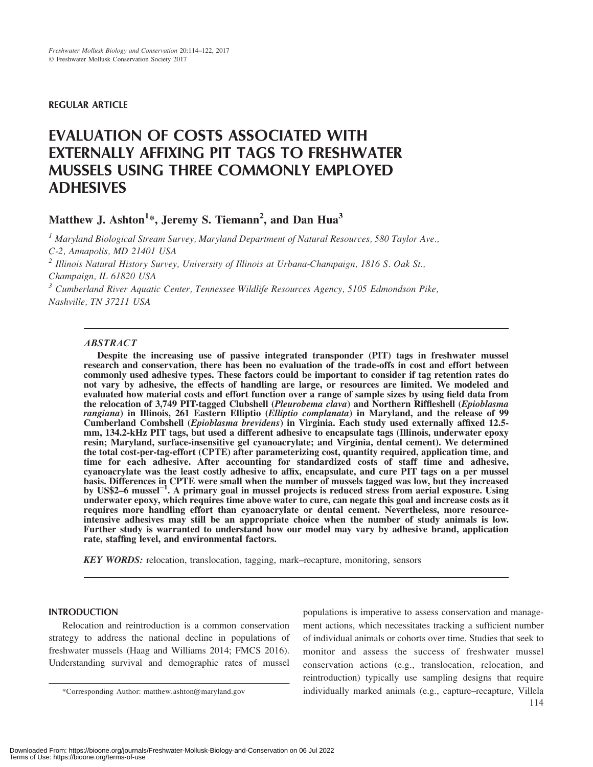Freshwater Mollusk Biology and Conservation 20:114–122, 2017
© Freshwater Mollusk Conservation Society 2017

**REGULAR ARTICLE**

# EVALUATION OF COSTS ASSOCIATED WITH EXTERNALLY AFFIXING PIT TAGS TO FRESHWATER MUSSELS USING THREE COMMONLY EMPLOYED ADHESIVES

**Matthew J. Ashton[1]*, Jeremy S. Tiemann[2], and Dan Hua[3]**

[1] *Maryland Biological Stream Survey, Maryland Department of Natural Resources, 580 Taylor Ave., C-2, Annapolis, MD 21401 USA*

[2] *Illinois Natural History Survey, University of Illinois at Urbana-Champaign, 1816 S. Oak St., Champaign, IL 61820 USA*

[3] *Cumberland River Aquatic Center, Tennessee Wildlife Resources Agency, 5105 Edmondson Pike, Nashville, TN 37211 USA*

## *ABSTRACT*

**Despite the increasing use of passive integrated transponder (PIT) tags in freshwater mussel research and conservation, there has been no evaluation of the trade-offs in cost and effort between commonly used adhesive types. These factors could be important to consider if tag retention rates do not vary by adhesive, the effects of handling are large, or resources are limited. We modeled and evaluated how material costs and effort function over a range of sample sizes by using field data from the relocation of 3,749 PIT-tagged Clubshell (*Pleurobema clava*) and Northern Riffleshell (*Epioblasma rangiana*) in Illinois, 261 Eastern Elliptio (*Elliptio complanata*) in Maryland, and the release of 99 Cumberland Combshell (*Epioblasma brevidens*) in Virginia. Each study used externally affixed 12.5-mm, 134.2-kHz PIT tags, but used a different adhesive to encapsulate tags (Illinois, underwater epoxy resin; Maryland, surface-insensitive gel cyanoacrylate; and Virginia, dental cement). We determined the total cost-per-tag-effort (CPTE) after parameterizing cost, quantity required, application time, and time for each adhesive. After accounting for standardized costs of staff time and adhesive, cyanoacrylate was the least costly adhesive to affix, encapsulate, and cure PIT tags on a per mussel basis. Differences in CPTE were small when the number of mussels tagged was low, but they increased by US\$2–6 mussel$^{-1}$. A primary goal in mussel projects is reduced stress from aerial exposure. Using underwater epoxy, which requires time above water to cure, can negate this goal and increase costs as it requires more handling effort than cyanoacrylate or dental cement. Nevertheless, more resource-intensive adhesives may still be an appropriate choice when the number of study animals is low. Further study is warranted to understand how our model may vary by adhesive brand, application rate, staffing level, and environmental factors.**

***KEY WORDS:*** relocation, translocation, tagging, mark–recapture, monitoring, sensors

## INTRODUCTION

Relocation and reintroduction is a common conservation strategy to address the national decline in populations of freshwater mussels (Haag and Williams 2014; FMCS 2016). Understanding survival and demographic rates of mussel populations is imperative to assess conservation and management actions, which necessitates tracking a sufficient number of individual animals or cohorts over time. Studies that seek to monitor and assess the success of freshwater mussel conservation actions (e.g., translocation, relocation, and reintroduction) typically use sampling designs that require individually marked animals (e.g., capture–recapture, Villela

*Corresponding Author: matthew.ashton@maryland.gov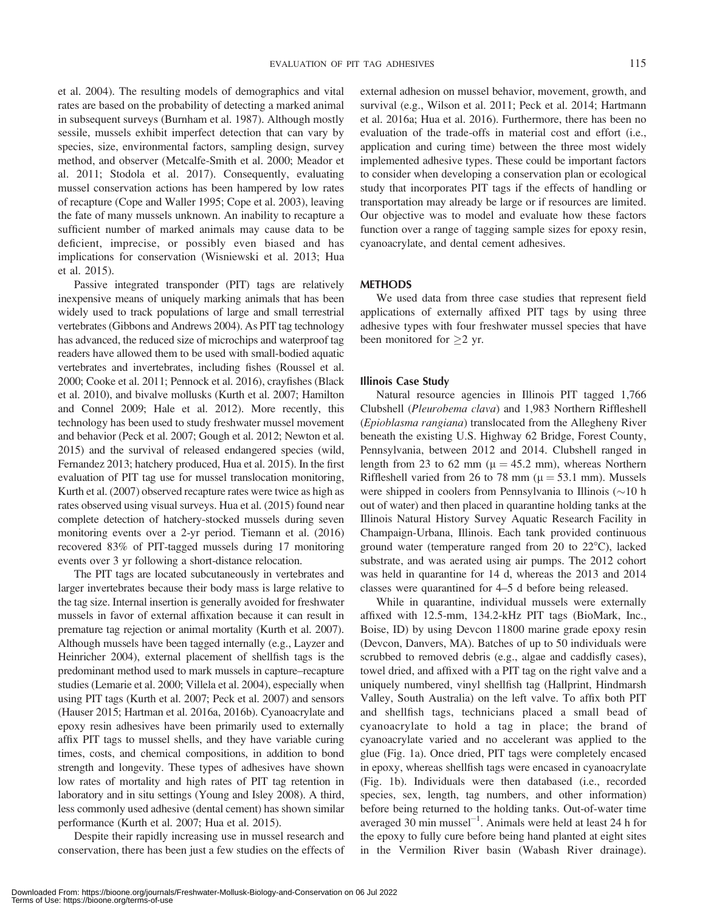et al. 2004). The resulting models of demographics and vital rates are based on the probability of detecting a marked animal in subsequent surveys (Burnham et al. 1987). Although mostly sessile, mussels exhibit imperfect detection that can vary by species, size, environmental factors, sampling design, survey method, and observer (Metcalfe-Smith et al. 2000; Meador et al. 2011; Stodola et al. 2017). Consequently, evaluating mussel conservation actions has been hampered by low rates of recapture (Cope and Waller 1995; Cope et al. 2003), leaving the fate of many mussels unknown. An inability to recapture a sufficient number of marked animals may cause data to be deficient, imprecise, or possibly even biased and has implications for conservation (Wisniewski et al. 2013; Hua et al. 2015).

Passive integrated transponder (PIT) tags are relatively inexpensive means of uniquely marking animals that has been widely used to track populations of large and small terrestrial vertebrates (Gibbons and Andrews 2004). As PIT tag technology has advanced, the reduced size of microchips and waterproof tag readers have allowed them to be used with small-bodied aquatic vertebrates and invertebrates, including fishes (Roussel et al. 2000; Cooke et al. 2011; Pennock et al. 2016), crayfishes (Black et al. 2010), and bivalve mollusks (Kurth et al. 2007; Hamilton and Connel 2009; Hale et al. 2012). More recently, this technology has been used to study freshwater mussel movement and behavior (Peck et al. 2007; Gough et al. 2012; Newton et al. 2015) and the survival of released endangered species (wild, Fernandez 2013; hatchery produced, Hua et al. 2015). In the first evaluation of PIT tag use for mussel translocation monitoring, Kurth et al. (2007) observed recapture rates were twice as high as rates observed using visual surveys. Hua et al. (2015) found near complete detection of hatchery-stocked mussels during seven monitoring events over a 2-yr period. Tiemann et al. (2016) recovered 83% of PIT-tagged mussels during 17 monitoring events over 3 yr following a short-distance relocation.

The PIT tags are located subcutaneously in vertebrates and larger invertebrates because their body mass is large relative to the tag size. Internal insertion is generally avoided for freshwater mussels in favor of external affixation because it can result in premature tag rejection or animal mortality (Kurth et al. 2007). Although mussels have been tagged internally (e.g., Layzer and Heinricher 2004), external placement of shellfish tags is the predominant method used to mark mussels in capture–recapture studies (Lemarie et al. 2000; Villela et al. 2004), especially when using PIT tags (Kurth et al. 2007; Peck et al. 2007) and sensors (Hauser 2015; Hartman et al. 2016a, 2016b). Cyanoacrylate and epoxy resin adhesives have been primarily used to externally affix PIT tags to mussel shells, and they have variable curing times, costs, and chemical compositions, in addition to bond strength and longevity. These types of adhesives have shown low rates of mortality and high rates of PIT tag retention in laboratory and in situ settings (Young and Isley 2008). A third, less commonly used adhesive (dental cement) has shown similar performance (Kurth et al. 2007; Hua et al. 2015).

Despite their rapidly increasing use in mussel research and conservation, there has been just a few studies on the effects of external adhesion on mussel behavior, movement, growth, and survival (e.g., Wilson et al. 2011; Peck et al. 2014; Hartmann et al. 2016a; Hua et al. 2016). Furthermore, there has been no evaluation of the trade-offs in material cost and effort (i.e., application and curing time) between the three most widely implemented adhesive types. These could be important factors to consider when developing a conservation plan or ecological study that incorporates PIT tags if the effects of handling or transportation may already be large or if resources are limited. Our objective was to model and evaluate how these factors function over a range of tagging sample sizes for epoxy resin, cyanoacrylate, and dental cement adhesives.

## METHODS

We used data from three case studies that represent field applications of externally affixed PIT tags by using three adhesive types with four freshwater mussel species that have been monitored for $\geq$2 yr.

### Illinois Case Study

Natural resource agencies in Illinois PIT tagged 1,766 Clubshell (*Pleurobema clava*) and 1,983 Northern Riffleshell (*Epioblasma rangiana*) translocated from the Allegheny River beneath the existing U.S. Highway 62 Bridge, Forest County, Pennsylvania, between 2012 and 2014. Clubshell ranged in length from 23 to 62 mm ($\mu = 45.2$ mm), whereas Northern Riffleshell varied from 26 to 78 mm ($\mu = 53.1$ mm). Mussels were shipped in coolers from Pennsylvania to Illinois (~10 h out of water) and then placed in quarantine holding tanks at the Illinois Natural History Survey Aquatic Research Facility in Champaign-Urbana, Illinois. Each tank provided continuous ground water (temperature ranged from 20 to 22°C), lacked substrate, and was aerated using air pumps. The 2012 cohort was held in quarantine for 14 d, whereas the 2013 and 2014 classes were quarantined for 4–5 d before being released.

While in quarantine, individual mussels were externally affixed with 12.5-mm, 134.2-kHz PIT tags (BioMark, Inc., Boise, ID) by using Devcon 11800 marine grade epoxy resin (Devcon, Danvers, MA). Batches of up to 50 individuals were scrubbed to removed debris (e.g., algae and caddisfly cases), towel dried, and affixed with a PIT tag on the right valve and a uniquely numbered, vinyl shellfish tag (Hallprint, Hindmarsh Valley, South Australia) on the left valve. To affix both PIT and shellfish tags, technicians placed a small bead of cyanoacrylate to hold a tag in place; the brand of cyanoacrylate varied and no accelerant was applied to the glue (Fig. 1a). Once dried, PIT tags were completely encased in epoxy, whereas shellfish tags were encased in cyanoacrylate (Fig. 1b). Individuals were then databased (i.e., recorded species, sex, length, tag numbers, and other information) before being returned to the holding tanks. Out-of-water time averaged 30 min mussel$^{-1}$. Animals were held at least 24 h for the epoxy to fully cure before being hand planted at eight sites in the Vermilion River basin (Wabash River drainage).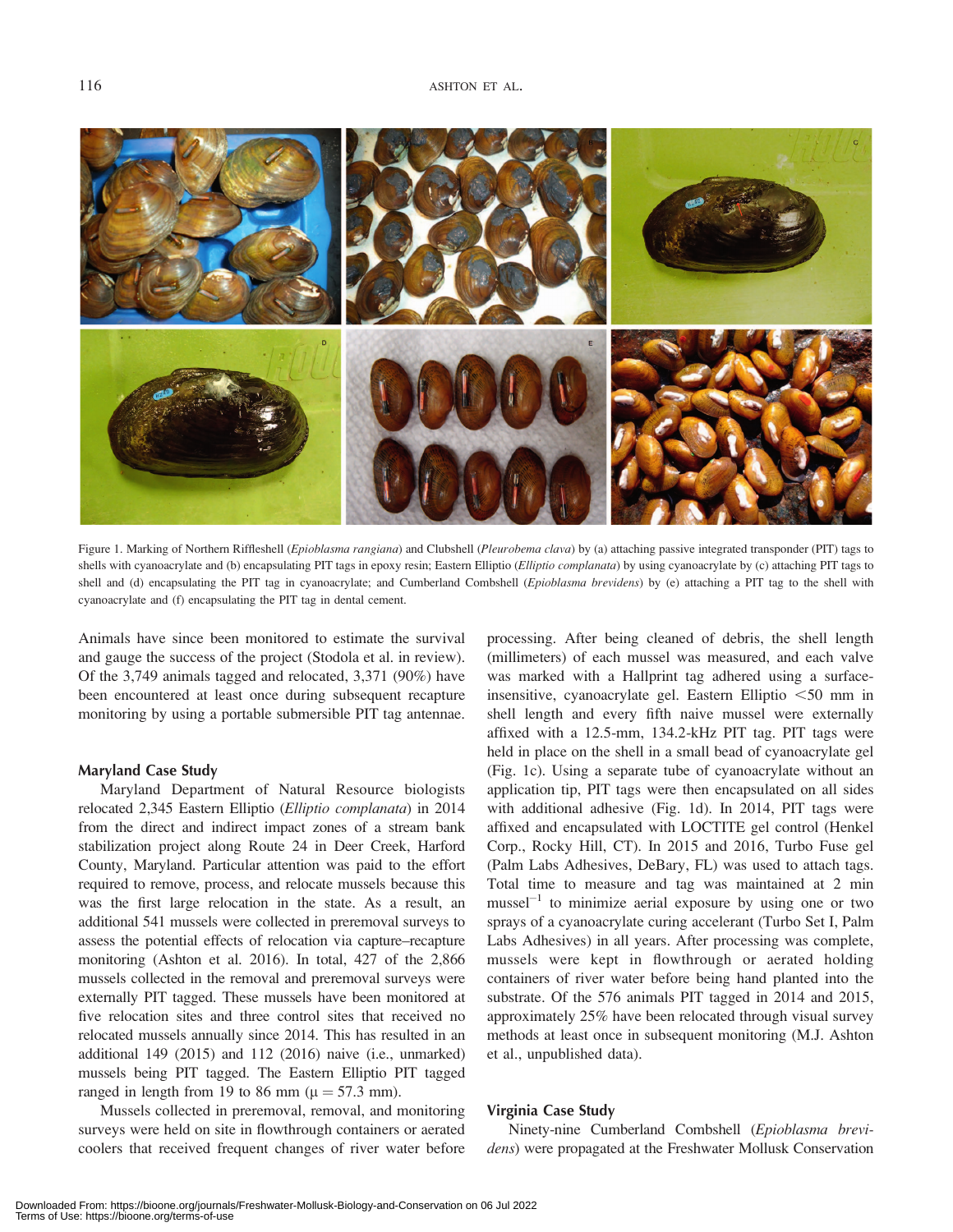Figure 1. Marking of Northern Riffleshell (*Epioblasma rangiana*) and Clubshell (*Pleurobema clava*) by (a) attaching passive integrated transponder (PIT) tags to shells with cyanoacrylate and (b) encapsulating PIT tags in epoxy resin; Eastern Elliptio (*Elliptio complanata*) by using cyanoacrylate by (c) attaching PIT tags to shell and (d) encapsulating the PIT tag in cyanoacrylate; and Cumberland Combshell (*Epioblasma brevidens*) by (e) attaching a PIT tag to the shell with cyanoacrylate and (f) encapsulating the PIT tag in dental cement.

Animals have since been monitored to estimate the survival and gauge the success of the project (Stodola et al. in review). Of the 3,749 animals tagged and relocated, 3,371 (90%) have been encountered at least once during subsequent recapture monitoring by using a portable submersible PIT tag antennae.

### Maryland Case Study

Maryland Department of Natural Resource biologists relocated 2,345 Eastern Elliptio (*Elliptio complanata*) in 2014 from the direct and indirect impact zones of a stream bank stabilization project along Route 24 in Deer Creek, Harford County, Maryland. Particular attention was paid to the effort required to remove, process, and relocate mussels because this was the first large relocation in the state. As a result, an additional 541 mussels were collected in preremoval surveys to assess the potential effects of relocation via capture–recapture monitoring (Ashton et al. 2016). In total, 427 of the 2,866 mussels collected in the removal and preremoval surveys were externally PIT tagged. These mussels have been monitored at five relocation sites and three control sites that received no relocated mussels annually since 2014. This has resulted in an additional 149 (2015) and 112 (2016) naive (i.e., unmarked) mussels being PIT tagged. The Eastern Elliptio PIT tagged ranged in length from 19 to 86 mm ($\mu = 57.3$ mm).

Mussels collected in preremoval, removal, and monitoring surveys were held on site in flowthrough containers or aerated coolers that received frequent changes of river water before processing. After being cleaned of debris, the shell length (millimeters) of each mussel was measured, and each valve was marked with a Hallprint tag adhered using a surface-insensitive, cyanoacrylate gel. Eastern Elliptio <50 mm in shell length and every fifth naive mussel were externally affixed with a 12.5-mm, 134.2-kHz PIT tag. PIT tags were held in place on the shell in a small bead of cyanoacrylate gel (Fig. 1c). Using a separate tube of cyanoacrylate without an application tip, PIT tags were then encapsulated on all sides with additional adhesive (Fig. 1d). In 2014, PIT tags were affixed and encapsulated with LOCTITE gel control (Henkel Corp., Rocky Hill, CT). In 2015 and 2016, Turbo Fuse gel (Palm Labs Adhesives, DeBary, FL) was used to attach tags. Total time to measure and tag was maintained at 2 min mussel$^{-1}$ to minimize aerial exposure by using one or two sprays of a cyanoacrylate curing accelerant (Turbo Set I, Palm Labs Adhesives) in all years. After processing was complete, mussels were kept in flowthrough or aerated holding containers of river water before being hand planted into the substrate. Of the 576 animals PIT tagged in 2014 and 2015, approximately 25% have been relocated through visual survey methods at least once in subsequent monitoring (M.J. Ashton et al., unpublished data).

### Virginia Case Study

Ninety-nine Cumberland Combshell (*Epioblasma brevidens*) were propagated at the Freshwater Mollusk Conservation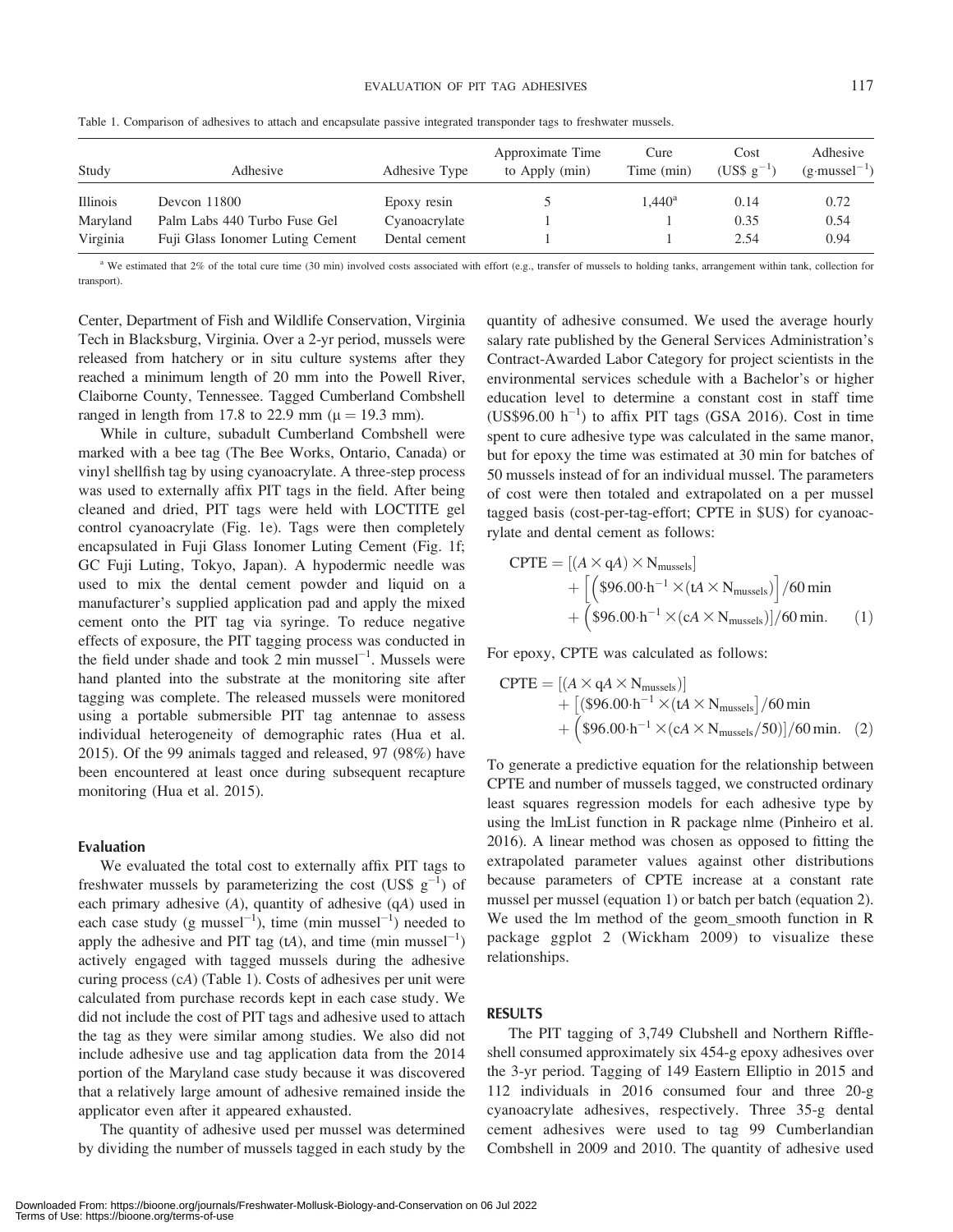Table 1. Comparison of adhesives to attach and encapsulate passive integrated transponder tags to freshwater mussels.

| Study | Adhesive | Adhesive Type | Approximate Time to Apply (min) | Cure Time (min) | Cost (US\$ $g^{-1}$) | Adhesive ($g{\cdot}mussel^{-1}$) |
|---|---|---|---|---|---|---|
| Illinois | Devcon 11800 | Epoxy resin | 5 | 1,440[a] | 0.14 | 0.72 |
| Maryland | Palm Labs 440 Turbo Fuse Gel | Cyanoacrylate | 1 | 1 | 0.35 | 0.54 |
| Virginia | Fuji Glass Ionomer Luting Cement | Dental cement | 1 | 1 | 2.54 | 0.94 |

[a] We estimated that 2% of the total cure time (30 min) involved costs associated with effort (e.g., transfer of mussels to holding tanks, arrangement within tank, collection for transport).

Center, Department of Fish and Wildlife Conservation, Virginia Tech in Blacksburg, Virginia. Over a 2-yr period, mussels were released from hatchery or in situ culture systems after they reached a minimum length of 20 mm into the Powell River, Claiborne County, Tennessee. Tagged Cumberland Combshell ranged in length from 17.8 to 22.9 mm ($\mu = 19.3$ mm).

While in culture, subadult Cumberland Combshell were marked with a bee tag (The Bee Works, Ontario, Canada) or vinyl shellfish tag by using cyanoacrylate. A three-step process was used to externally affix PIT tags in the field. After being cleaned and dried, PIT tags were held with LOCTITE gel control cyanoacrylate (Fig. 1e). Tags were then completely encapsulated in Fuji Glass Ionomer Luting Cement (Fig. 1f; GC Fuji Luting, Tokyo, Japan). A hypodermic needle was used to mix the dental cement powder and liquid on a manufacturer's supplied application pad and apply the mixed cement onto the PIT tag via syringe. To reduce negative effects of exposure, the PIT tagging process was conducted in the field under shade and took 2 min $mussel^{-1}$. Mussels were hand planted into the substrate at the monitoring site after tagging was complete. The released mussels were monitored using a portable submersible PIT tag antennae to assess individual heterogeneity of demographic rates (Hua et al. 2015). Of the 99 animals tagged and released, 97 (98%) have been encountered at least once during subsequent recapture monitoring (Hua et al. 2015).

### Evaluation

We evaluated the total cost to externally affix PIT tags to freshwater mussels by parameterizing the cost (US\$ $g^{-1}$) of each primary adhesive ($A$), quantity of adhesive ($qA$) used in each case study (g $mussel^{-1}$), time (min $mussel^{-1}$) needed to apply the adhesive and PIT tag ($tA$), and time (min $mussel^{-1}$) actively engaged with tagged mussels during the adhesive curing process ($cA$) (Table 1). Costs of adhesives per unit were calculated from purchase records kept in each case study. We did not include the cost of PIT tags and adhesive used to attach the tag as they were similar among studies. We also did not include adhesive use and tag application data from the 2014 portion of the Maryland case study because it was discovered that a relatively large amount of adhesive remained inside the applicator even after it appeared exhausted.

The quantity of adhesive used per mussel was determined by dividing the number of mussels tagged in each study by the quantity of adhesive consumed. We used the average hourly salary rate published by the General Services Administration's Contract-Awarded Labor Category for project scientists in the environmental services schedule with a Bachelor's or higher education level to determine a constant cost in staff time (US\$96.00 $h^{-1}$) to affix PIT tags (GSA 2016). Cost in time spent to cure adhesive type was calculated in the same manor, but for epoxy the time was estimated at 30 min for batches of 50 mussels instead of for an individual mussel. The parameters of cost were then totaled and extrapolated on a per mussel tagged basis (cost-per-tag-effort; CPTE in \$US) for cyanoacrylate and dental cement as follows:

$$\mathrm{CPTE} = [(A \times \mathrm{q}A) \times \mathrm{N_{mussels}}] + \left[\left(\$96.00{\cdot}\mathrm{h}^{-1} \times (\mathrm{t}A \times \mathrm{N_{mussels}})\right)\right]/60\,\mathrm{min} + \left(\$96.00{\cdot}\mathrm{h}^{-1} \times (\mathrm{c}A \times \mathrm{N_{mussels}})\right]/60\,\mathrm{min}. \quad (1)$$

For epoxy, CPTE was calculated as follows:

$$\mathrm{CPTE} = [(A \times \mathrm{q}A \times \mathrm{N_{mussels}})] + \left[(\$96.00{\cdot}\mathrm{h}^{-1} \times (\mathrm{t}A \times \mathrm{N_{mussels}}\right]/60\,\mathrm{min} + \left(\$96.00{\cdot}\mathrm{h}^{-1} \times (\mathrm{c}A \times \mathrm{N_{mussels}}/50)\right]/60\,\mathrm{min}. \quad (2)$$

To generate a predictive equation for the relationship between CPTE and number of mussels tagged, we constructed ordinary least squares regression models for each adhesive type by using the lmList function in R package nlme (Pinheiro et al. 2016). A linear method was chosen as opposed to fitting the extrapolated parameter values against other distributions because parameters of CPTE increase at a constant rate mussel per mussel (equation 1) or batch per batch (equation 2). We used the lm method of the geom_smooth function in R package ggplot 2 (Wickham 2009) to visualize these relationships.

## RESULTS

The PIT tagging of 3,749 Clubshell and Northern Riffleshell consumed approximately six 454-g epoxy adhesives over the 3-yr period. Tagging of 149 Eastern Elliptio in 2015 and 112 individuals in 2016 consumed four and three 20-g cyanoacrylate adhesives, respectively. Three 35-g dental cement adhesives were used to tag 99 Cumberlandian Combshell in 2009 and 2010. The quantity of adhesive used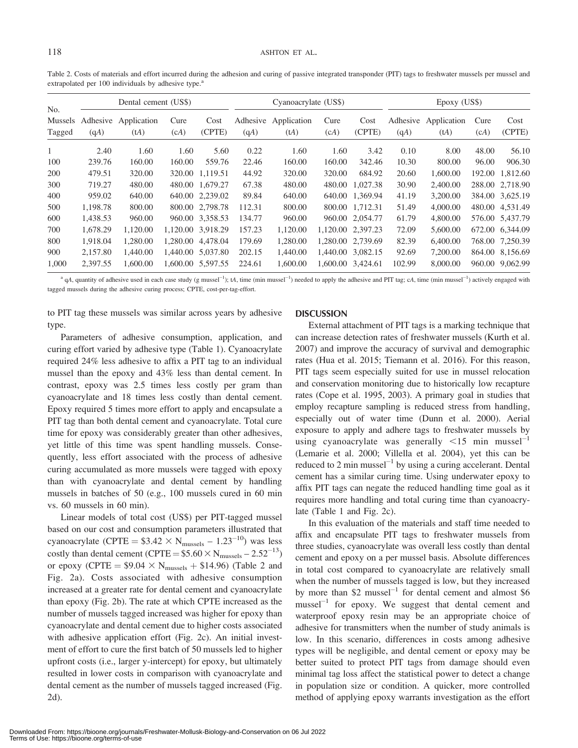Table 2. Costs of materials and effort incurred during the adhesion and curing of passive integrated transponder (PIT) tags to freshwater mussels per mussel and extrapolated per 100 individuals by adhesive type.[a]

| No. Mussels Tagged | Dental cement (US$) | | | | Cyanoacrylate (US$) | | | | Epoxy (US$) | | | |
|---|---|---|---|---|---|---|---|---|---|---|---|---|
| | Adhesive ($qA$) | Application ($tA$) | Cure ($cA$) | Cost (CPTE) | Adhesive ($qA$) | Application ($tA$) | Cure ($cA$) | Cost (CPTE) | Adhesive ($qA$) | Application ($tA$) | Cure ($cA$) | Cost (CPTE) |
| 1 | 2.40 | 1.60 | 1.60 | 5.60 | 0.22 | 1.60 | 1.60 | 3.42 | 0.10 | 8.00 | 48.00 | 56.10 |
| 100 | 239.76 | 160.00 | 160.00 | 559.76 | 22.46 | 160.00 | 160.00 | 342.46 | 10.30 | 800.00 | 96.00 | 906.30 |
| 200 | 479.51 | 320.00 | 320.00 | 1,119.51 | 44.92 | 320.00 | 320.00 | 684.92 | 20.60 | 1,600.00 | 192.00 | 1,812.60 |
| 300 | 719.27 | 480.00 | 480.00 | 1,679.27 | 67.38 | 480.00 | 480.00 | 1,027.38 | 30.90 | 2,400.00 | 288.00 | 2,718.90 |
| 400 | 959.02 | 640.00 | 640.00 | 2,239.02 | 89.84 | 640.00 | 640.00 | 1,369.94 | 41.19 | 3,200.00 | 384.00 | 3,625.19 |
| 500 | 1,198.78 | 800.00 | 800.00 | 2,798.78 | 112.31 | 800.00 | 800.00 | 1,712.31 | 51.49 | 4,000.00 | 480.00 | 4,531.49 |
| 600 | 1,438.53 | 960.00 | 960.00 | 3,358.53 | 134.77 | 960.00 | 960.00 | 2,054.77 | 61.79 | 4,800.00 | 576.00 | 5,437.79 |
| 700 | 1,678.29 | 1,120.00 | 1,120.00 | 3,918.29 | 157.23 | 1,120.00 | 1,120.00 | 2,397.23 | 72.09 | 5,600.00 | 672.00 | 6,344.09 |
| 800 | 1,918.04 | 1,280.00 | 1,280.00 | 4,478.04 | 179.69 | 1,280.00 | 1,280.00 | 2,739.69 | 82.39 | 6,400.00 | 768.00 | 7,250.39 |
| 900 | 2,157.80 | 1,440.00 | 1,440.00 | 5,037.80 | 202.15 | 1,440.00 | 1,440.00 | 3,082.15 | 92.69 | 7,200.00 | 864.00 | 8,156.69 |
| 1,000 | 2,397.55 | 1,600.00 | 1,600.00 | 5,597.55 | 224.61 | 1,600.00 | 1,600.00 | 3,424.61 | 102.99 | 8,000.00 | 960.00 | 9,062.99 |

[a] $qA$, quantity of adhesive used in each case study (g mussel$^{-1}$); $tA$, time (min mussel$^{-1}$) needed to apply the adhesive and PIT tag; $cA$, time (min mussel$^{-1}$) actively engaged with tagged mussels during the adhesive curing process; CPTE, cost-per-tag-effort.

to PIT tag these mussels was similar across years by adhesive type.

Parameters of adhesive consumption, application, and curing effort varied by adhesive type (Table 1). Cyanoacrylate required 24% less adhesive to affix a PIT tag to an individual mussel than the epoxy and 43% less than dental cement. In contrast, epoxy was 2.5 times less costly per gram than cyanoacrylate and 18 times less costly than dental cement. Epoxy required 5 times more effort to apply and encapsulate a PIT tag than both dental cement and cyanoacrylate. Total cure time for epoxy was considerably greater than other adhesives, yet little of this time was spent handling mussels. Consequently, less effort associated with the process of adhesive curing accumulated as more mussels were tagged with epoxy than with cyanoacrylate and dental cement by handling mussels in batches of 50 (e.g., 100 mussels cured in 60 min vs. 60 mussels in 60 min).

Linear models of total cost (US$) per PIT-tagged mussel based on our cost and consumption parameters illustrated that cyanoacrylate (CPTE = $\$3.42 \times N_{\text{mussels}} - 1.23^{-10}$) was less costly than dental cement (CPTE = $\$5.60 \times N_{\text{mussels}} - 2.52^{-13}$) or epoxy (CPTE = $\$9.04 \times N_{\text{mussels}} + \$14.96$) (Table 2 and Fig. 2a). Costs associated with adhesive consumption increased at a greater rate for dental cement and cyanoacrylate than epoxy (Fig. 2b). The rate at which CPTE increased as the number of mussels tagged increased was higher for epoxy than cyanoacrylate and dental cement due to higher costs associated with adhesive application effort (Fig. 2c). An initial investment of effort to cure the first batch of 50 mussels led to higher upfront costs (i.e., larger y-intercept) for epoxy, but ultimately resulted in lower costs in comparison with cyanoacrylate and dental cement as the number of mussels tagged increased (Fig. 2d).

## DISCUSSION

External attachment of PIT tags is a marking technique that can increase detection rates of freshwater mussels (Kurth et al. 2007) and improve the accuracy of survival and demographic rates (Hua et al. 2015; Tiemann et al. 2016). For this reason, PIT tags seem especially suited for use in mussel relocation and conservation monitoring due to historically low recapture rates (Cope et al. 1995, 2003). A primary goal in studies that employ recapture sampling is reduced stress from handling, especially out of water time (Dunn et al. 2000). Aerial exposure to apply and adhere tags to freshwater mussels by using cyanoacrylate was generally <15 min mussel$^{-1}$ (Lemarie et al. 2000; Villella et al. 2004), yet this can be reduced to 2 min mussel$^{-1}$ by using a curing accelerant. Dental cement has a similar curing time. Using underwater epoxy to affix PIT tags can negate the reduced handling time goal as it requires more handling and total curing time than cyanoacrylate (Table 1 and Fig. 2c).

In this evaluation of the materials and staff time needed to affix and encapsulate PIT tags to freshwater mussels from three studies, cyanoacrylate was overall less costly than dental cement and epoxy on a per mussel basis. Absolute differences in total cost compared to cyanoacrylate are relatively small when the number of mussels tagged is low, but they increased by more than \$2 mussel$^{-1}$ for dental cement and almost \$6 mussel$^{-1}$ for epoxy. We suggest that dental cement and waterproof epoxy resin may be an appropriate choice of adhesive for transmitters when the number of study animals is low. In this scenario, differences in costs among adhesive types will be negligible, and dental cement or epoxy may be better suited to protect PIT tags from damage should even minimal tag loss affect the statistical power to detect a change in population size or condition. A quicker, more controlled method of applying epoxy warrants investigation as the effort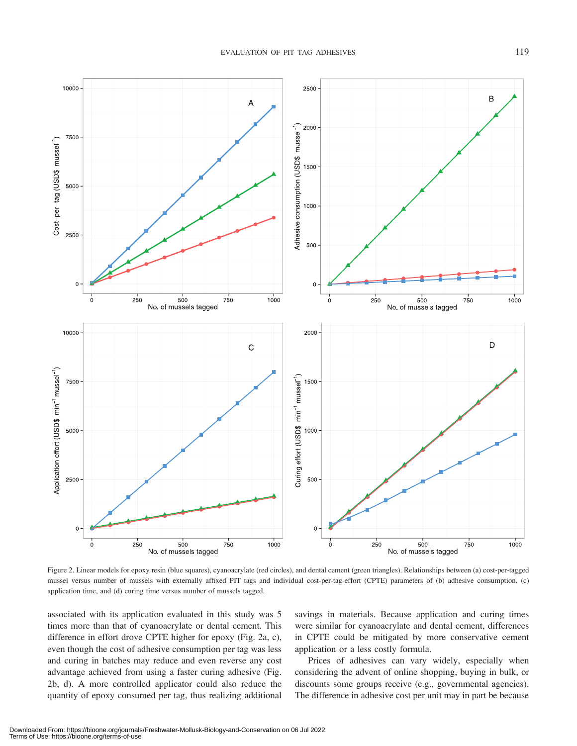Figure 2. Linear models for epoxy resin (blue squares), cyanoacrylate (red circles), and dental cement (green triangles). Relationships between (a) cost-per-tagged mussel versus number of mussels with externally affixed PIT tags and individual cost-per-tag-effort (CPTE) parameters of (b) adhesive consumption, (c) application time, and (d) curing time versus number of mussels tagged.

associated with its application evaluated in this study was 5 times more than that of cyanoacrylate or dental cement. This difference in effort drove CPTE higher for epoxy (Fig. 2a, c), even though the cost of adhesive consumption per tag was less and curing in batches may reduce and even reverse any cost advantage achieved from using a faster curing adhesive (Fig. 2b, d). A more controlled applicator could also reduce the quantity of epoxy consumed per tag, thus realizing additional savings in materials. Because application and curing times were similar for cyanoacrylate and dental cement, differences in CPTE could be mitigated by more conservative cement application or a less costly formula.

Prices of adhesives can vary widely, especially when considering the advent of online shopping, buying in bulk, or discounts some groups receive (e.g., governmental agencies). The difference in adhesive cost per unit may in part be because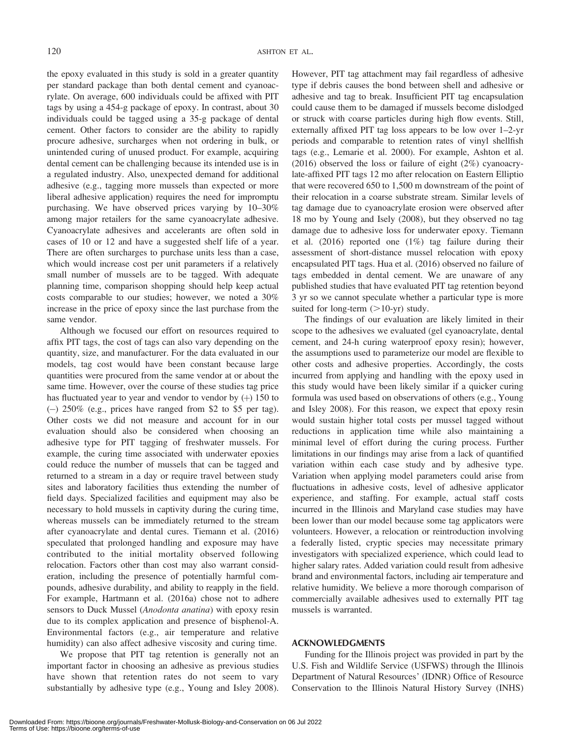the epoxy evaluated in this study is sold in a greater quantity per standard package than both dental cement and cyanoacrylate. On average, 600 individuals could be affixed with PIT tags by using a 454-g package of epoxy. In contrast, about 30 individuals could be tagged using a 35-g package of dental cement. Other factors to consider are the ability to rapidly procure adhesive, surcharges when not ordering in bulk, or unintended curing of unused product. For example, acquiring dental cement can be challenging because its intended use is in a regulated industry. Also, unexpected demand for additional adhesive (e.g., tagging more mussels than expected or more liberal adhesive application) requires the need for impromptu purchasing. We have observed prices varying by 10–30% among major retailers for the same cyanoacrylate adhesive. Cyanoacrylate adhesives and accelerants are often sold in cases of 10 or 12 and have a suggested shelf life of a year. There are often surcharges to purchase units less than a case, which would increase cost per unit parameters if a relatively small number of mussels are to be tagged. With adequate planning time, comparison shopping should help keep actual costs comparable to our studies; however, we noted a 30% increase in the price of epoxy since the last purchase from the same vendor.

Although we focused our effort on resources required to affix PIT tags, the cost of tags can also vary depending on the quantity, size, and manufacturer. For the data evaluated in our models, tag cost would have been constant because large quantities were procured from the same vendor at or about the same time. However, over the course of these studies tag price has fluctuated year to year and vendor to vendor by (+) 150 to (–) 250% (e.g., prices have ranged from $2 to $5 per tag). Other costs we did not measure and account for in our evaluation should also be considered when choosing an adhesive type for PIT tagging of freshwater mussels. For example, the curing time associated with underwater epoxies could reduce the number of mussels that can be tagged and returned to a stream in a day or require travel between study sites and laboratory facilities thus extending the number of field days. Specialized facilities and equipment may also be necessary to hold mussels in captivity during the curing time, whereas mussels can be immediately returned to the stream after cyanoacrylate and dental cures. Tiemann et al. (2016) speculated that prolonged handling and exposure may have contributed to the initial mortality observed following relocation. Factors other than cost may also warrant consideration, including the presence of potentially harmful compounds, adhesive durability, and ability to reapply in the field. For example, Hartmann et al. (2016a) chose not to adhere sensors to Duck Mussel (*Anodonta anatina*) with epoxy resin due to its complex application and presence of bisphenol-A. Environmental factors (e.g., air temperature and relative humidity) can also affect adhesive viscosity and curing time.

We propose that PIT tag retention is generally not an important factor in choosing an adhesive as previous studies have shown that retention rates do not seem to vary substantially by adhesive type (e.g., Young and Isley 2008). However, PIT tag attachment may fail regardless of adhesive type if debris causes the bond between shell and adhesive or adhesive and tag to break. Insufficient PIT tag encapsulation could cause them to be damaged if mussels become dislodged or struck with coarse particles during high flow events. Still, externally affixed PIT tag loss appears to be low over 1–2-yr periods and comparable to retention rates of vinyl shellfish tags (e.g., Lemarie et al. 2000). For example, Ashton et al. (2016) observed the loss or failure of eight (2%) cyanoacrylate-affixed PIT tags 12 mo after relocation on Eastern Elliptio that were recovered 650 to 1,500 m downstream of the point of their relocation in a coarse substrate stream. Similar levels of tag damage due to cyanoacrylate erosion were observed after 18 mo by Young and Isely (2008), but they observed no tag damage due to adhesive loss for underwater epoxy. Tiemann et al. (2016) reported one (1%) tag failure during their assessment of short-distance mussel relocation with epoxy encapsulated PIT tags. Hua et al. (2016) observed no failure of tags embedded in dental cement. We are unaware of any published studies that have evaluated PIT tag retention beyond 3 yr so we cannot speculate whether a particular type is more suited for long-term (>10-yr) study.

The findings of our evaluation are likely limited in their scope to the adhesives we evaluated (gel cyanoacrylate, dental cement, and 24-h curing waterproof epoxy resin); however, the assumptions used to parameterize our model are flexible to other costs and adhesive properties. Accordingly, the costs incurred from applying and handling with the epoxy used in this study would have been likely similar if a quicker curing formula was used based on observations of others (e.g., Young and Isley 2008). For this reason, we expect that epoxy resin would sustain higher total costs per mussel tagged without reductions in application time while also maintaining a minimal level of effort during the curing process. Further limitations in our findings may arise from a lack of quantified variation within each case study and by adhesive type. Variation when applying model parameters could arise from fluctuations in adhesive costs, level of adhesive applicator experience, and staffing. For example, actual staff costs incurred in the Illinois and Maryland case studies may have been lower than our model because some tag applicators were volunteers. However, a relocation or reintroduction involving a federally listed, cryptic species may necessitate primary investigators with specialized experience, which could lead to higher salary rates. Added variation could result from adhesive brand and environmental factors, including air temperature and relative humidity. We believe a more thorough comparison of commercially available adhesives used to externally PIT tag mussels is warranted.

## ACKNOWLEDGMENTS

Funding for the Illinois project was provided in part by the U.S. Fish and Wildlife Service (USFWS) through the Illinois Department of Natural Resources' (IDNR) Office of Resource Conservation to the Illinois Natural History Survey (INHS)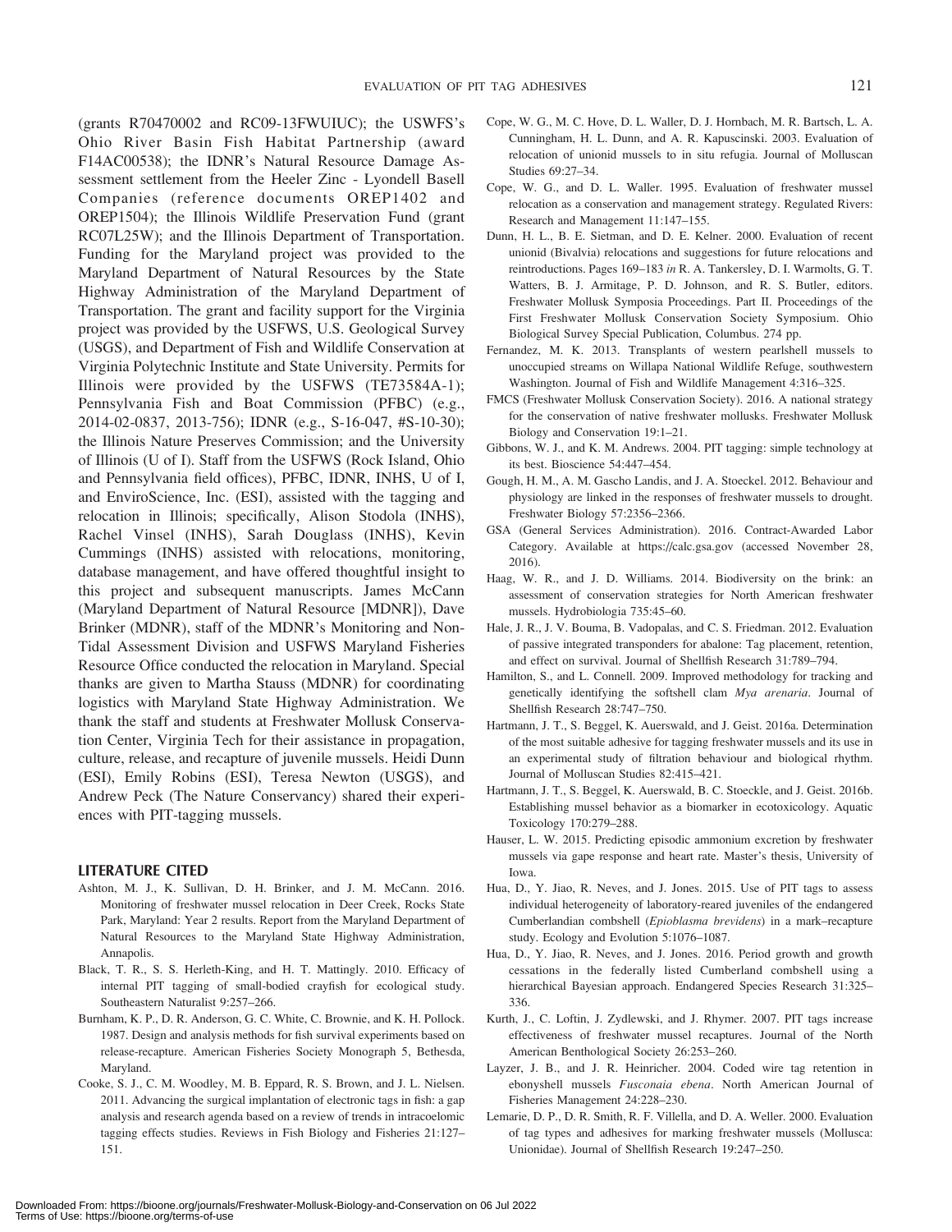(grants R70470002 and RC09-13FWUIUC); the USWFS's Ohio River Basin Fish Habitat Partnership (award F14AC00538); the IDNR's Natural Resource Damage Assessment settlement from the Heeler Zinc - Lyondell Basell Companies (reference documents OREP1402 and OREP1504); the Illinois Wildlife Preservation Fund (grant RC07L25W); and the Illinois Department of Transportation. Funding for the Maryland project was provided to the Maryland Department of Natural Resources by the State Highway Administration of the Maryland Department of Transportation. The grant and facility support for the Virginia project was provided by the USFWS, U.S. Geological Survey (USGS), and Department of Fish and Wildlife Conservation at Virginia Polytechnic Institute and State University. Permits for Illinois were provided by the USFWS (TE73584A-1); Pennsylvania Fish and Boat Commission (PFBC) (e.g., 2014-02-0837, 2013-756); IDNR (e.g., S-16-047, #S-10-30); the Illinois Nature Preserves Commission; and the University of Illinois (U of I). Staff from the USFWS (Rock Island, Ohio and Pennsylvania field offices), PFBC, IDNR, INHS, U of I, and EnviroScience, Inc. (ESI), assisted with the tagging and relocation in Illinois; specifically, Alison Stodola (INHS), Rachel Vinsel (INHS), Sarah Douglass (INHS), Kevin Cummings (INHS) assisted with relocations, monitoring, database management, and have offered thoughtful insight to this project and subsequent manuscripts. James McCann (Maryland Department of Natural Resource [MDNR]), Dave Brinker (MDNR), staff of the MDNR's Monitoring and Non-Tidal Assessment Division and USFWS Maryland Fisheries Resource Office conducted the relocation in Maryland. Special thanks are given to Martha Stauss (MDNR) for coordinating logistics with Maryland State Highway Administration. We thank the staff and students at Freshwater Mollusk Conservation Center, Virginia Tech for their assistance in propagation, culture, release, and recapture of juvenile mussels. Heidi Dunn (ESI), Emily Robins (ESI), Teresa Newton (USGS), and Andrew Peck (The Nature Conservancy) shared their experiences with PIT-tagging mussels.

## LITERATURE CITED

Ashton, M. J., K. Sullivan, D. H. Brinker, and J. M. McCann. 2016. Monitoring of freshwater mussel relocation in Deer Creek, Rocks State Park, Maryland: Year 2 results. Report from the Maryland Department of Natural Resources to the Maryland State Highway Administration, Annapolis.

Black, T. R., S. S. Herleth-King, and H. T. Mattingly. 2010. Efficacy of internal PIT tagging of small-bodied crayfish for ecological study. Southeastern Naturalist 9:257–266.

Burnham, K. P., D. R. Anderson, G. C. White, C. Brownie, and K. H. Pollock. 1987. Design and analysis methods for fish survival experiments based on release-recapture. American Fisheries Society Monograph 5, Bethesda, Maryland.

Cooke, S. J., C. M. Woodley, M. B. Eppard, R. S. Brown, and J. L. Nielsen. 2011. Advancing the surgical implantation of electronic tags in fish: a gap analysis and research agenda based on a review of trends in intracoelomic tagging effects studies. Reviews in Fish Biology and Fisheries 21:127–151.

Cope, W. G., M. C. Hove, D. L. Waller, D. J. Hornbach, M. R. Bartsch, L. A. Cunningham, H. L. Dunn, and A. R. Kapuscinski. 2003. Evaluation of relocation of unionid mussels to in situ refugia. Journal of Molluscan Studies 69:27–34.

Cope, W. G., and D. L. Waller. 1995. Evaluation of freshwater mussel relocation as a conservation and management strategy. Regulated Rivers: Research and Management 11:147–155.

Dunn, H. L., B. E. Sietman, and D. E. Kelner. 2000. Evaluation of recent unionid (Bivalvia) relocations and suggestions for future relocations and reintroductions. Pages 169–183 *in* R. A. Tankersley, D. I. Warmolts, G. T. Watters, B. J. Armitage, P. D. Johnson, and R. S. Butler, editors. Freshwater Mollusk Symposia Proceedings. Part II. Proceedings of the First Freshwater Mollusk Conservation Society Symposium. Ohio Biological Survey Special Publication, Columbus. 274 pp.

Fernandez, M. K. 2013. Transplants of western pearlshell mussels to unoccupied streams on Willapa National Wildlife Refuge, southwestern Washington. Journal of Fish and Wildlife Management 4:316–325.

FMCS (Freshwater Mollusk Conservation Society). 2016. A national strategy for the conservation of native freshwater mollusks. Freshwater Mollusk Biology and Conservation 19:1–21.

Gibbons, W. J., and K. M. Andrews. 2004. PIT tagging: simple technology at its best. Bioscience 54:447–454.

Gough, H. M., A. M. Gascho Landis, and J. A. Stoeckel. 2012. Behaviour and physiology are linked in the responses of freshwater mussels to drought. Freshwater Biology 57:2356–2366.

GSA (General Services Administration). 2016. Contract-Awarded Labor Category. Available at https://calc.gsa.gov (accessed November 28, 2016).

Haag, W. R., and J. D. Williams. 2014. Biodiversity on the brink: an assessment of conservation strategies for North American freshwater mussels. Hydrobiologia 735:45–60.

Hale, J. R., J. V. Bouma, B. Vadopalas, and C. S. Friedman. 2012. Evaluation of passive integrated transponders for abalone: Tag placement, retention, and effect on survival. Journal of Shellfish Research 31:789–794.

Hamilton, S., and L. Connell. 2009. Improved methodology for tracking and genetically identifying the softshell clam *Mya arenaria*. Journal of Shellfish Research 28:747–750.

Hartmann, J. T., S. Beggel, K. Auerswald, and J. Geist. 2016a. Determination of the most suitable adhesive for tagging freshwater mussels and its use in an experimental study of filtration behaviour and biological rhythm. Journal of Molluscan Studies 82:415–421.

Hartmann, J. T., S. Beggel, K. Auerswald, B. C. Stoeckle, and J. Geist. 2016b. Establishing mussel behavior as a biomarker in ecotoxicology. Aquatic Toxicology 170:279–288.

Hauser, L. W. 2015. Predicting episodic ammonium excretion by freshwater mussels via gape response and heart rate. Master's thesis, University of Iowa.

Hua, D., Y. Jiao, R. Neves, and J. Jones. 2015. Use of PIT tags to assess individual heterogeneity of laboratory-reared juveniles of the endangered Cumberlandian combshell (*Epioblasma brevidens*) in a mark–recapture study. Ecology and Evolution 5:1076–1087.

Hua, D., Y. Jiao, R. Neves, and J. Jones. 2016. Period growth and growth cessations in the federally listed Cumberland combshell using a hierarchical Bayesian approach. Endangered Species Research 31:325–336.

Kurth, J., C. Loftin, J. Zydlewski, and J. Rhymer. 2007. PIT tags increase effectiveness of freshwater mussel recaptures. Journal of the North American Benthological Society 26:253–260.

Layzer, J. B., and J. R. Heinricher. 2004. Coded wire tag retention in ebonyshell mussels *Fusconaia ebena*. North American Journal of Fisheries Management 24:228–230.

Lemarie, D. P., D. R. Smith, R. F. Villella, and D. A. Weller. 2000. Evaluation of tag types and adhesives for marking freshwater mussels (Mollusca: Unionidae). Journal of Shellfish Research 19:247–250.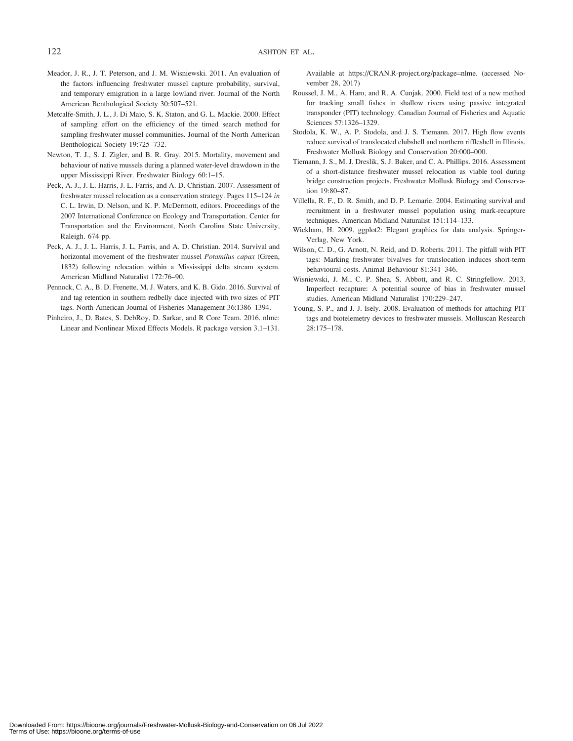Meador, J. R., J. T. Peterson, and J. M. Wisniewski. 2011. An evaluation of the factors influencing freshwater mussel capture probability, survival, and temporary emigration in a large lowland river. Journal of the North American Benthological Society 30:507–521.

Metcalfe-Smith, J. L., J. Di Maio, S. K. Staton, and G. L. Mackie. 2000. Effect of sampling effort on the efficiency of the timed search method for sampling freshwater mussel communities. Journal of the North American Benthological Society 19:725–732.

Newton, T. J., S. J. Zigler, and B. R. Gray. 2015. Mortality, movement and behaviour of native mussels during a planned water-level drawdown in the upper Mississippi River. Freshwater Biology 60:1–15.

Peck, A. J., J. L. Harris, J. L. Farris, and A. D. Christian. 2007. Assessment of freshwater mussel relocation as a conservation strategy. Pages 115–124 *in* C. L. Irwin, D. Nelson, and K. P. McDermott, editors. Proceedings of the 2007 International Conference on Ecology and Transportation. Center for Transportation and the Environment, North Carolina State University, Raleigh. 674 pp.

Peck, A. J., J. L. Harris, J. L. Farris, and A. D. Christian. 2014. Survival and horizontal movement of the freshwater mussel *Potamilus capax* (Green, 1832) following relocation within a Mississippi delta stream system. American Midland Naturalist 172:76–90.

Pennock, C. A., B. D. Frenette, M. J. Waters, and K. B. Gido. 2016. Survival of and tag retention in southern redbelly dace injected with two sizes of PIT tags. North American Journal of Fisheries Management 36:1386–1394.

Pinheiro, J., D. Bates, S. DebRoy, D. Sarkar, and R Core Team. 2016. nlme: Linear and Nonlinear Mixed Effects Models. R package version 3.1–131. Available at https://CRAN.R-project.org/package=nlme. (accessed November 28, 2017)

Roussel, J. M., A. Haro, and R. A. Cunjak. 2000. Field test of a new method for tracking small fishes in shallow rivers using passive integrated transponder (PIT) technology. Canadian Journal of Fisheries and Aquatic Sciences 57:1326–1329.

Stodola, K. W., A. P. Stodola, and J. S. Tiemann. 2017. High flow events reduce survival of translocated clubshell and northern riffleshell in Illinois. Freshwater Mollusk Biology and Conservation 20:000–000.

Tiemann, J. S., M. J. Dreslik, S. J. Baker, and C. A. Phillips. 2016. Assessment of a short-distance freshwater mussel relocation as viable tool during bridge construction projects. Freshwater Mollusk Biology and Conservation 19:80–87.

Villella, R. F., D. R. Smith, and D. P. Lemarie. 2004. Estimating survival and recruitment in a freshwater mussel population using mark-recapture techniques. American Midland Naturalist 151:114–133.

Wickham, H. 2009. ggplot2: Elegant graphics for data analysis. Springer-Verlag, New York.

Wilson, C. D., G. Arnott, N. Reid, and D. Roberts. 2011. The pitfall with PIT tags: Marking freshwater bivalves for translocation induces short-term behavioural costs. Animal Behaviour 81:341–346.

Wisniewski, J. M., C. P. Shea, S. Abbott, and R. C. Stringfellow. 2013. Imperfect recapture: A potential source of bias in freshwater mussel studies. American Midland Naturalist 170:229–247.

Young, S. P., and J. J. Isely. 2008. Evaluation of methods for attaching PIT tags and biotelemetry devices to freshwater mussels. Molluscan Research 28:175–178.